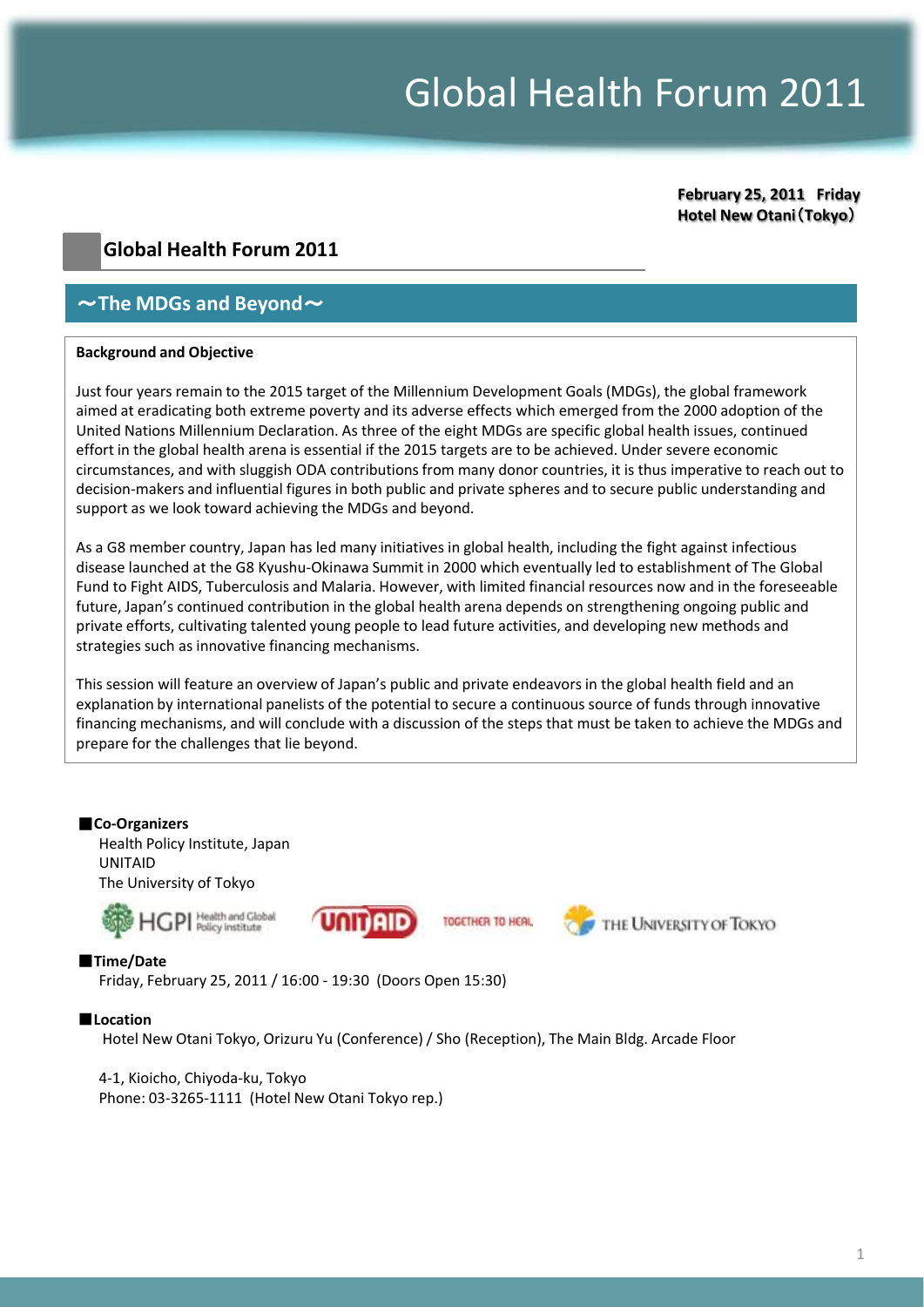# Global Health Forum 2011

**February 25, 2011 Friday**
**Hotel New Otani（Tokyo）**

## Global Health Forum 2011

## ～The MDGs and Beyond～

**Background and Objective**

Just four years remain to the 2015 target of the Millennium Development Goals (MDGs), the global framework aimed at eradicating both extreme poverty and its adverse effects which emerged from the 2000 adoption of the United Nations Millennium Declaration. As three of the eight MDGs are specific global health issues, continued effort in the global health arena is essential if the 2015 targets are to be achieved. Under severe economic circumstances, and with sluggish ODA contributions from many donor countries, it is thus imperative to reach out to decision-makers and influential figures in both public and private spheres and to secure public understanding and support as we look toward achieving the MDGs and beyond.

As a G8 member country, Japan has led many initiatives in global health, including the fight against infectious disease launched at the G8 Kyushu-Okinawa Summit in 2000 which eventually led to establishment of The Global Fund to Fight AIDS, Tuberculosis and Malaria. However, with limited financial resources now and in the foreseeable future, Japan's continued contribution in the global health arena depends on strengthening ongoing public and private efforts, cultivating talented young people to lead future activities, and developing new methods and strategies such as innovative financing mechanisms.

This session will feature an overview of Japan's public and private endeavors in the global health field and an explanation by international panelists of the potential to secure a continuous source of funds through innovative financing mechanisms, and will conclude with a discussion of the steps that must be taken to achieve the MDGs and prepare for the challenges that lie beyond.

■**Co-Organizers**

Health Policy Institute, Japan
UNITAID
The University of Tokyo

■**Time/Date**

Friday, February 25, 2011 / 16:00 - 19:30 (Doors Open 15:30)

■**Location**

Hotel New Otani Tokyo, Orizuru Yu (Conference) / Sho (Reception), The Main Bldg. Arcade Floor

4-1, Kioicho, Chiyoda-ku, Tokyo
Phone: 03-3265-1111 (Hotel New Otani Tokyo rep.)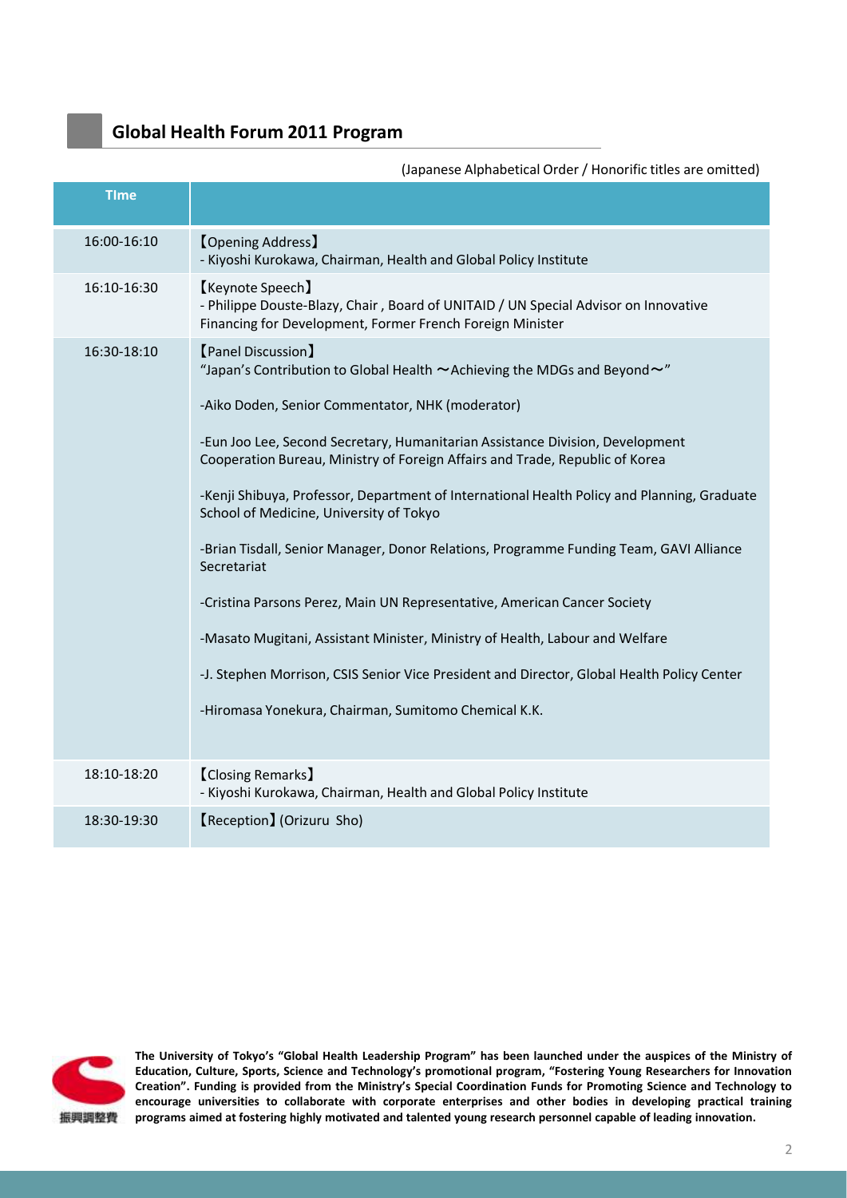## Global Health Forum 2011 Program

(Japanese Alphabetical Order / Honorific titles are omitted)

| TIme | |
|---|---|
| 16:00-16:10 | 【Opening Address】<br>- Kiyoshi Kurokawa, Chairman, Health and Global Policy Institute |
| 16:10-16:30 | 【Keynote Speech】<br>- Philippe Douste-Blazy, Chair , Board of UNITAID / UN Special Advisor on Innovative Financing for Development, Former French Foreign Minister |
| 16:30-18:10 | 【Panel Discussion】<br>"Japan's Contribution to Global Health ～Achieving the MDGs and Beyond～"<br><br>-Aiko Doden, Senior Commentator, NHK (moderator)<br><br>-Eun Joo Lee, Second Secretary, Humanitarian Assistance Division, Development Cooperation Bureau, Ministry of Foreign Affairs and Trade, Republic of Korea<br><br>-Kenji Shibuya, Professor, Department of International Health Policy and Planning, Graduate School of Medicine, University of Tokyo<br><br>-Brian Tisdall, Senior Manager, Donor Relations, Programme Funding Team, GAVI Alliance Secretariat<br><br>-Cristina Parsons Perez, Main UN Representative, American Cancer Society<br><br>-Masato Mugitani, Assistant Minister, Ministry of Health, Labour and Welfare<br><br>-J. Stephen Morrison, CSIS Senior Vice President and Director, Global Health Policy Center<br><br>-Hiromasa Yonekura, Chairman, Sumitomo Chemical K.K. |
| 18:10-18:20 | 【Closing Remarks】<br>- Kiyoshi Kurokawa, Chairman, Health and Global Policy Institute |
| 18:30-19:30 | 【Reception】(Orizuru Sho) |

振興調整費

**The University of Tokyo's "Global Health Leadership Program" has been launched under the auspices of the Ministry of Education, Culture, Sports, Science and Technology's promotional program, "Fostering Young Researchers for Innovation Creation". Funding is provided from the Ministry's Special Coordination Funds for Promoting Science and Technology to encourage universities to collaborate with corporate enterprises and other bodies in developing practical training programs aimed at fostering highly motivated and talented young research personnel capable of leading innovation.**